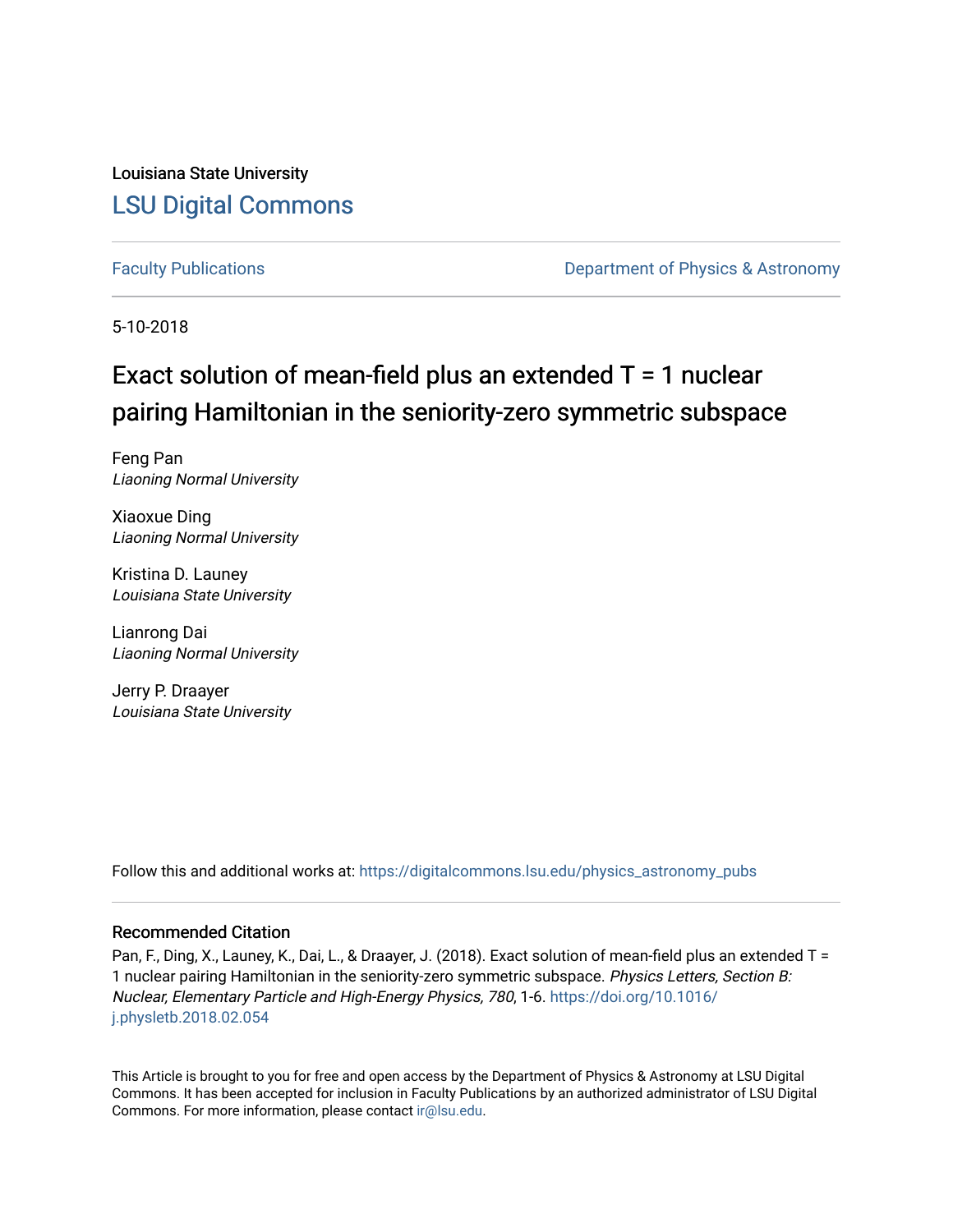Louisiana State University

# LSU Digital Commons

Faculty Publications | Department of Physics & Astronomy

5-10-2018

## Exact solution of mean-field plus an extended T = 1 nuclear pairing Hamiltonian in the seniority-zero symmetric subspace

Feng Pan
*Liaoning Normal University*

Xiaoxue Ding
*Liaoning Normal University*

Kristina D. Launey
*Louisiana State University*

Lianrong Dai
*Liaoning Normal University*

Jerry P. Draayer
*Louisiana State University*

Follow this and additional works at: https://digitalcommons.lsu.edu/physics_astronomy_pubs

### Recommended Citation

Pan, F., Ding, X., Launey, K., Dai, L., & Draayer, J. (2018). Exact solution of mean-field plus an extended T = 1 nuclear pairing Hamiltonian in the seniority-zero symmetric subspace. *Physics Letters, Section B: Nuclear, Elementary Particle and High-Energy Physics, 780*, 1-6. https://doi.org/10.1016/j.physletb.2018.02.054

This Article is brought to you for free and open access by the Department of Physics & Astronomy at LSU Digital Commons. It has been accepted for inclusion in Faculty Publications by an authorized administrator of LSU Digital Commons. For more information, please contact ir@lsu.edu.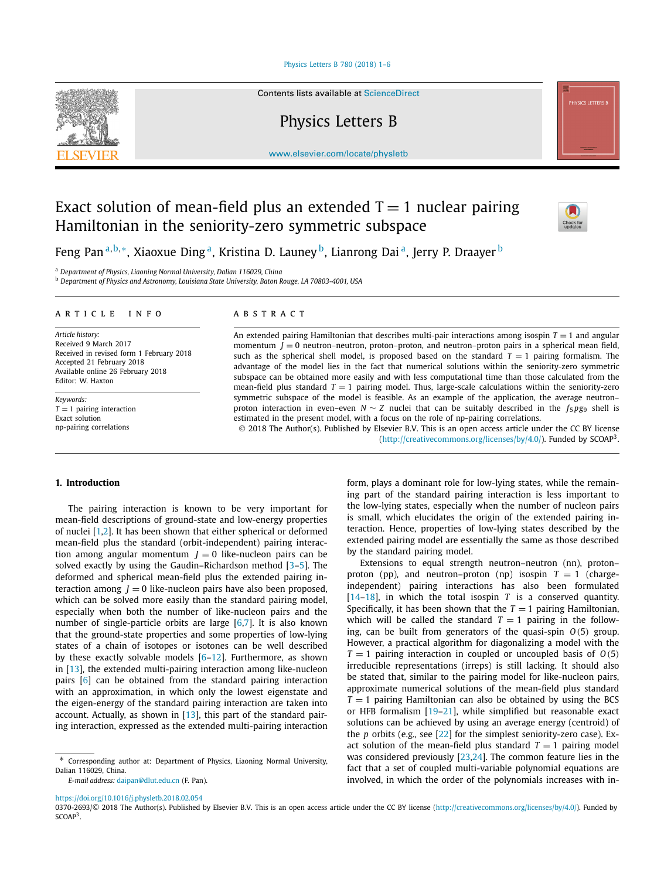# Exact solution of mean-field plus an extended T = 1 nuclear pairing Hamiltonian in the seniority-zero symmetric subspace

Feng Pan [a,b,*], Xiaoxue Ding [a], Kristina D. Launey [b], Lianrong Dai [a], Jerry P. Draayer [b]

[a] Department of Physics, Liaoning Normal University, Dalian 116029, China

[b] Department of Physics and Astronomy, Louisiana State University, Baton Rouge, LA 70803-4001, USA

## ARTICLE INFO

*Article history:*
Received 9 March 2017
Received in revised form 1 February 2018
Accepted 21 February 2018
Available online 26 February 2018
Editor: W. Haxton

*Keywords:*
$T = 1$ pairing interaction
Exact solution
np-pairing correlations

## ABSTRACT

An extended pairing Hamiltonian that describes multi-pair interactions among isospin $T = 1$ and angular momentum $J = 0$ neutron–neutron, proton–proton, and neutron–proton pairs in a spherical mean field, such as the spherical shell model, is proposed based on the standard $T = 1$ pairing formalism. The advantage of the model lies in the fact that numerical solutions within the seniority-zero symmetric subspace can be obtained more easily and with less computational time than those calculated from the mean-field plus standard $T = 1$ pairing model. Thus, large-scale calculations within the seniority-zero symmetric subspace of the model is feasible. As an example of the application, the average neutron–proton interaction in even–even $N \sim Z$ nuclei that can be suitably described in the $f_5pg_9$ shell is estimated in the present model, with a focus on the role of np-pairing correlations.

© 2018 The Author(s). Published by Elsevier B.V. This is an open access article under the CC BY license (http://creativecommons.org/licenses/by/4.0/). Funded by SCOAP[3].

## 1. Introduction

The pairing interaction is known to be very important for mean-field descriptions of ground-state and low-energy properties of nuclei [1,2]. It has been shown that either spherical or deformed mean-field plus the standard (orbit-independent) pairing interaction among angular momentum $J = 0$ like-nucleon pairs can be solved exactly by using the Gaudin–Richardson method [3–5]. The deformed and spherical mean-field plus the extended pairing interaction among $J = 0$ like-nucleon pairs have also been proposed, which can be solved more easily than the standard pairing model, especially when both the number of like-nucleon pairs and the number of single-particle orbits are large [6,7]. It is also known that the ground-state properties and some properties of low-lying states of a chain of isotopes or isotones can be well described by these exactly solvable models [6–12]. Furthermore, as shown in [13], the extended multi-pairing interaction among like-nucleon pairs [6] can be obtained from the standard pairing interaction with an approximation, in which only the lowest eigenstate and the eigen-energy of the standard pairing interaction are taken into account. Actually, as shown in [13], this part of the standard pairing interaction, expressed as the extended multi-pairing interaction form, plays a dominant role for low-lying states, while the remaining part of the standard pairing interaction is less important to the low-lying states, especially when the number of nucleon pairs is small, which elucidates the origin of the extended pairing interaction. Hence, properties of low-lying states described by the extended pairing model are essentially the same as those described by the standard pairing model.

Extensions to equal strength neutron–neutron (nn), proton–proton (pp), and neutron–proton (np) isospin $T = 1$ (charge-independent) pairing interactions has also been formulated [14–18], in which the total isospin $T$ is a conserved quantity. Specifically, it has been shown that the $T = 1$ pairing Hamiltonian, which will be called the standard $T = 1$ pairing in the following, can be built from generators of the quasi-spin $O(5)$ group. However, a practical algorithm for diagonalizing a model with the $T = 1$ pairing interaction in coupled or uncoupled basis of $O(5)$ irreducible representations (irreps) is still lacking. It should also be stated that, similar to the pairing model for like-nucleon pairs, approximate numerical solutions of the mean-field plus standard $T = 1$ pairing Hamiltonian can also be obtained by using the BCS or HFB formalism [19–21], while simplified but reasonable exact solutions can be achieved by using an average energy (centroid) of the $p$ orbits (e.g., see [22] for the simplest seniority-zero case). Exact solution of the mean-field plus standard $T = 1$ pairing model was considered previously [23,24]. The common feature lies in the fact that a set of coupled multi-variable polynomial equations are involved, in which the order of the polynomials increases with in-

\* Corresponding author at: Department of Physics, Liaoning Normal University, Dalian 116029, China.
*E-mail address:* daipan@dlut.edu.cn (F. Pan).

https://doi.org/10.1016/j.physletb.2018.02.054
0370-2693/© 2018 The Author(s). Published by Elsevier B.V. This is an open access article under the CC BY license (http://creativecommons.org/licenses/by/4.0/). Funded by SCOAP[3].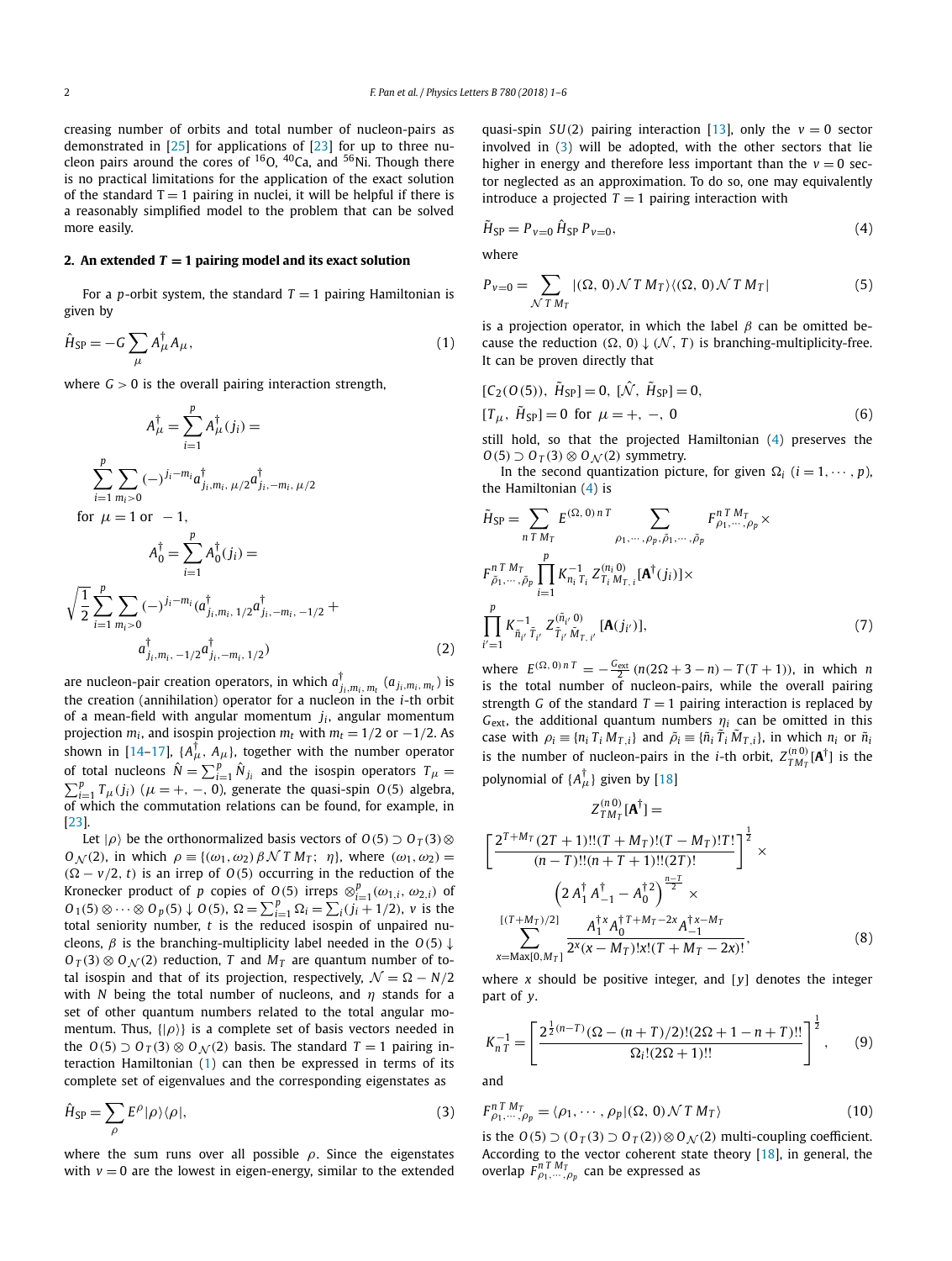creasing number of orbits and total number of nucleon-pairs as demonstrated in [25] for applications of [23] for up to three nucleon pairs around the cores of $^{16}$O, $^{40}$Ca, and $^{56}$Ni. Though there is no practical limitations for the application of the exact solution of the standard T = 1 pairing in nuclei, it will be helpful if there is a reasonably simplified model to the problem that can be solved more easily.

## 2. An extended $T = 1$ pairing model and its exact solution

For a $p$-orbit system, the standard $T = 1$ pairing Hamiltonian is given by

$$\hat{H}_{\rm SP} = -G\sum_{\mu} A^{\dagger}_{\mu}A_{\mu}, \tag{1}$$

where $G > 0$ is the overall pairing interaction strength,

$$A^{\dagger}_{\mu} = \sum_{i=1}^{p} A^{\dagger}_{\mu}(j_i) = \sum_{i=1}^{p}\sum_{m_i>0}(-)^{j_i-m_i}a^{\dagger}_{j_i,m_i,\,\mu/2}a^{\dagger}_{j_i,-m_i,\,\mu/2}$$

for $\mu = 1$ or $-1$,

$$A^{\dagger}_{0} = \sum_{i=1}^{p} A^{\dagger}_{0}(j_i) = \sqrt{\frac{1}{2}}\sum_{i=1}^{p}\sum_{m_i>0}(-)^{j_i-m_i}(a^{\dagger}_{j_i,m_i,\,1/2}a^{\dagger}_{j_i,-m_i,\,-1/2} + a^{\dagger}_{j_i,m_i,\,-1/2}a^{\dagger}_{j_i,-m_i,\,1/2}) \tag{2}$$

are nucleon-pair creation operators, in which $a^{\dagger}_{j_i,m_i,m_t}$ ($a_{j_i,m_i,m_t}$) is the creation (annihilation) operator for a nucleon in the $i$-th orbit of a mean-field with angular momentum $j_i$, angular momentum projection $m_i$, and isospin projection $m_t$ with $m_t = 1/2$ or $-1/2$. As shown in [14–17], $\{A^{\dagger}_{\mu}, A_{\mu}\}$, together with the number operator of total nucleons $\hat{N} = \sum_{i=1}^{p}\hat{N}_{j_i}$ and the isospin operators $T_{\mu} = \sum_{i=1}^{p}T_{\mu}(j_i)$ ($\mu = +, -, 0$), generate the quasi-spin $O(5)$ algebra, of which the commutation relations can be found, for example, in [23].

Let $|\rho\rangle$ be the orthonormalized basis vectors of $O(5) \supset O_T(3) \otimes O_{\mathcal{N}}(2)$, in which $\rho \equiv \{(\omega_1, \omega_2)\,\beta\,\mathcal{N}\,T\,M_T;\ \eta\}$, where $(\omega_1, \omega_2) = (\Omega - v/2,\, t)$ is an irrep of $O(5)$ occurring in the reduction of the Kronecker product of $p$ copies of $O(5)$ irreps $\otimes_{i=1}^{p}(\omega_{1,i},\, \omega_{2,i})$ of $O_1(5) \otimes \cdots \otimes O_p(5) \downarrow O(5)$, $\Omega = \sum_{i=1}^{p}\Omega_i = \sum_i (j_i + 1/2)$, $v$ is the total seniority number, $t$ is the reduced isospin of unpaired nucleons, $\beta$ is the branching-multiplicity label needed in the $O(5) \downarrow O_T(3) \otimes O_{\mathcal{N}}(2)$ reduction, $T$ and $M_T$ are quantum number of total isospin and that of its projection, $\mathcal{N} = \Omega - N/2$ with $N$ being the total number of nucleons, and $\eta$ stands for a set of other quantum numbers related to the total angular momentum. Thus, $\{|\rho\rangle\}$ is a complete set of basis vectors needed in the $O(5) \supset O_T(3) \otimes O_{\mathcal{N}}(2)$ basis. The standard $T = 1$ pairing interaction Hamiltonian (1) can then be expressed in terms of its complete set of eigenvalues and the corresponding eigenstates as

$$\hat{H}_{\rm SP} = \sum_{\rho} E^{\rho}|\rho\rangle\langle\rho|, \tag{3}$$

where the sum runs over all possible $\rho$. Since the eigenstates with $v = 0$ are the lowest in eigen-energy, similar to the extended quasi-spin $SU(2)$ pairing interaction [13], only the $v = 0$ sector involved in (3) will be adopted, with the other sectors that lie higher in energy and therefore less important than the $v = 0$ sector neglected as an approximation. To do so, one may equivalently introduce a projected $T = 1$ pairing interaction with

$$\tilde{H}_{\rm SP} = P_{v=0}\,\hat{H}_{\rm SP}\,P_{v=0}, \tag{4}$$

where

$$P_{v=0} = \sum_{\mathcal{N}\,T\,M_T}|(\Omega,\,0)\,\mathcal{N}\,T\,M_T\rangle\langle(\Omega,\,0)\,\mathcal{N}\,T\,M_T| \tag{5}$$

is a projection operator, in which the label $\beta$ can be omitted because the reduction $(\Omega,\,0) \downarrow (\mathcal{N},\,T)$ is branching-multiplicity-free. It can be proven directly that

$$[C_2(O(5)),\ \tilde{H}_{\rm SP}] = 0,\ [\hat{\mathcal{N}},\ \tilde{H}_{\rm SP}] = 0,$$
$$[T_{\mu},\ \tilde{H}_{\rm SP}] = 0 \ \text{for}\ \mu = +,\,-,\,0 \tag{6}$$

still hold, so that the projected Hamiltonian (4) preserves the $O(5) \supset O_T(3) \otimes O_{\mathcal{N}}(2)$ symmetry.

In the second quantization picture, for given $\Omega_i$ ($i = 1, \cdots, p$), the Hamiltonian (4) is

$$\tilde{H}_{\rm SP} = \sum_{n\,T\,M_T} E^{(\Omega,\,0)\,n\,T}\sum_{\rho_1,\cdots,\rho_p,\tilde{\rho}_1,\cdots,\tilde{\rho}_p} F^{n\,T\,M_T}_{\rho_1,\cdots,\rho_p}\times F^{n\,T\,M_T}_{\tilde{\rho}_1,\cdots,\tilde{\rho}_p}\prod_{i=1}^{p}K^{-1}_{n_i\,T_i}\,Z^{(n_i\,0)}_{T_i\,M_{T,\,i}}[\mathbf{A}^{\dagger}(j_i)]\times \prod_{i'=1}^{p}K^{-1}_{\tilde{n}_{i'}\,\tilde{T}_{i'}}\,Z^{(\tilde{n}_{i'}\,0)}_{\tilde{T}_{i'}\,\tilde{M}_{T,\,i'}}[\mathbf{A}(j_{i'})], \tag{7}$$

where $E^{(\Omega,\,0)\,n\,T} = -\frac{G_{\rm ext}}{2}\,(n(2\Omega + 3 - n) - T(T + 1))$, in which $n$ is the total number of nucleon-pairs, while the overall pairing strength $G$ of the standard $T = 1$ pairing interaction is replaced by $G_{\rm ext}$, the additional quantum numbers $\eta_i$ can be omitted in this case with $\rho_i \equiv \{n_i\,T_i\,M_{T,i}\}$ and $\tilde{\rho}_i \equiv \{\tilde{n}_i\,\tilde{T}_i\,\tilde{M}_{T,i}\}$, in which $n_i$ or $\tilde{n}_i$ is the number of nucleon-pairs in the $i$-th orbit, $Z^{(n\,0)}_{T\,M_T}[\mathbf{A}^{\dagger}]$ is the polynomial of $\{A^{\dagger}_{\mu}\}$ given by [18]

$$Z^{(n\,0)}_{T\,M_T}[\mathbf{A}^{\dagger}] = \left[\frac{2^{T+M_T}(2T+1)!!(T+M_T)!(T-M_T)!T!}{(n-T)!!(n+T+1)!!(2T)!}\right]^{\frac{1}{2}}\times \left(2\,A^{\dagger}_{1}\,A^{\dagger}_{-1} - A^{\dagger 2}_{0}\right)^{\frac{n-T}{2}}\times \sum_{x={\rm Max}[0,\,M_T]}^{[(T+M_T)/2]}\frac{A^{\dagger x}_{1}\,A^{\dagger\,T+M_T-2x}_{0}\,A^{\dagger\,x-M_T}_{-1}}{2^{x}(x-M_T)!x!(T+M_T-2x)!}, \tag{8}$$

where $x$ should be positive integer, and $[y]$ denotes the integer part of $y$.

$$K^{-1}_{n\,T} = \left[\frac{2^{\frac{1}{2}(n-T)}(\Omega-(n+T)/2)!(2\Omega+1-n+T)!!}{\Omega_i!(2\Omega+1)!!}\right]^{\frac{1}{2}}, \tag{9}$$

and

$$F^{n\,T\,M_T}_{\rho_1,\cdots,\rho_p} = \langle\rho_1,\cdots,\rho_p|(\Omega,\,0)\,\mathcal{N}\,T\,M_T\rangle \tag{10}$$

is the $O(5) \supset (O_T(3) \supset O_T(2)) \otimes O_{\mathcal{N}}(2)$ multi-coupling coefficient. According to the vector coherent state theory [18], in general, the overlap $F^{n\,T\,M_T}_{\rho_1,\cdots,\rho_p}$ can be expressed as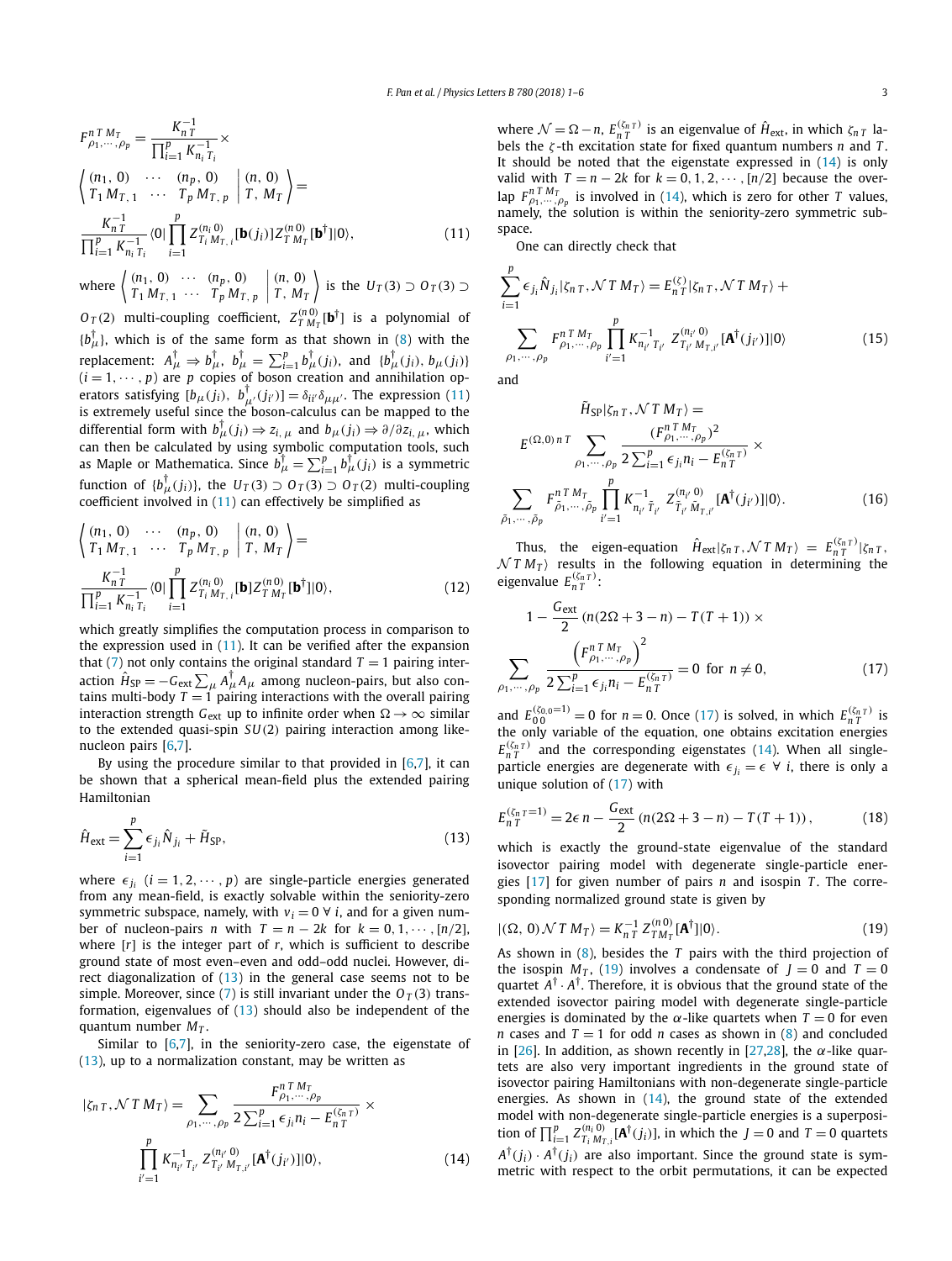$$F^{n\,T\,M_T}_{\rho_1,\cdots,\rho_p} = \frac{K^{-1}_{n\,T}}{\prod_{i=1}^{p} K^{-1}_{n_i\,T_i}} \times$$

$$\left\langle \begin{matrix} (n_1,\,0) & \cdots & (n_p,\,0) \\ T_1\,M_{T,1} & \cdots & T_p\,M_{T,p} \end{matrix} \middle| \begin{matrix} (n,\,0) \\ T,\,M_T \end{matrix} \right\rangle =$$

$$\frac{K^{-1}_{n\,T}}{\prod_{i=1}^{p} K^{-1}_{n_i\,T_i}} \langle 0| \prod_{i=1}^{p} Z^{(n_i\,0)}_{T_i\,M_{T,i}}[\mathbf{b}(j_i)] Z^{(n\,0)}_{T\,M_T}[\mathbf{b}^\dagger]|0\rangle, \tag{11}$$

where $\left\langle \begin{matrix} (n_1,\,0) & \cdots & (n_p,\,0) \\ T_1\,M_{T,1} & \cdots & T_p\,M_{T,p} \end{matrix} \middle| \begin{matrix} (n,\,0) \\ T,\,M_T \end{matrix} \right\rangle$ is the $U_T(3) \supset O_T(3) \supset O_T(2)$ multi-coupling coefficient, $Z^{(n\,0)}_{T\,M_T}[\mathbf{b}^\dagger]$ is a polynomial of $\{b^\dagger_\mu\}$, which is of the same form as that shown in (8) with the replacement: $A^\dagger_\mu \Rightarrow b^\dagger_\mu$, $b^\dagger_\mu = \sum_{i=1}^{p} b^\dagger_\mu(j_i)$, and $\{b^\dagger_\mu(j_i), b_\mu(j_i)\}$ $(i = 1, \cdots, p)$ are $p$ copies of boson creation and annihilation operators satisfying $[b_\mu(j_i),\ b^\dagger_{\mu'}(j_{i'})] = \delta_{ii'}\delta_{\mu\mu'}$. The expression (11) is extremely useful since the boson-calculus can be mapped to the differential form with $b^\dagger_\mu(j_i) \Rightarrow z_{i,\,\mu}$ and $b_\mu(j_i) \Rightarrow \partial/\partial z_{i,\,\mu}$, which can then be calculated by using symbolic computation tools, such as Maple or Mathematica. Since $b^\dagger_\mu = \sum_{i=1}^{p} b^\dagger_\mu(j_i)$ is a symmetric function of $\{b^\dagger_\mu(j_i)\}$, the $U_T(3) \supset O_T(3) \supset O_T(2)$ multi-coupling coefficient involved in (11) can effectively be simplified as

$$\left\langle \begin{matrix} (n_1,\,0) & \cdots & (n_p,\,0) \\ T_1\,M_{T,1} & \cdots & T_p\,M_{T,p} \end{matrix} \middle| \begin{matrix} (n,\,0) \\ T,\,M_T \end{matrix} \right\rangle =$$

$$\frac{K^{-1}_{n\,T}}{\prod_{i=1}^{p} K^{-1}_{n_i\,T_i}} \langle 0| \prod_{i=1}^{p} Z^{(n_i\,0)}_{T_i\,M_{T,i}}[\mathbf{b}] Z^{(n\,0)}_{T\,M_T}[\mathbf{b}^\dagger]|0\rangle, \tag{12}$$

which greatly simplifies the computation process in comparison to the expression used in (11). It can be verified after the expansion that (7) not only contains the original standard $T = 1$ pairing interaction $\hat{H}_{\rm SP} = -G_{\rm ext} \sum_\mu A^\dagger_\mu A_\mu$ among nucleon-pairs, but also contains multi-body $T = 1$ pairing interactions with the overall pairing interaction strength $G_{\rm ext}$ up to infinite order when $\Omega \to \infty$ similar to the extended quasi-spin $SU(2)$ pairing interaction among like-nucleon pairs [6,7].

By using the procedure similar to that provided in [6,7], it can be shown that a spherical mean-field plus the extended pairing Hamiltonian

$$\hat{H}_{\rm ext} = \sum_{i=1}^{p} \epsilon_{j_i} \hat{N}_{j_i} + \tilde{H}_{\rm SP}, \tag{13}$$

where $\epsilon_{j_i}$ $(i = 1, 2, \cdots, p)$ are single-particle energies generated from any mean-field, is exactly solvable within the seniority-zero symmetric subspace, namely, with $v_i = 0\ \forall\ i$, and for a given number of nucleon-pairs $n$ with $T = n - 2k$ for $k = 0, 1, \cdots, [n/2]$, where $[r]$ is the integer part of $r$, which is sufficient to describe ground state of most even–even and odd–odd nuclei. However, direct diagonalization of (13) in the general case seems not to be simple. Moreover, since (7) is still invariant under the $O_T(3)$ transformation, eigenvalues of (13) should also be independent of the quantum number $M_T$.

Similar to [6,7], in the seniority-zero case, the eigenstate of (13), up to a normalization constant, may be written as

$$|\zeta_{n\,T}, \mathcal{N}\,T\,M_T\rangle = \sum_{\rho_1,\cdots,\rho_p} \frac{F^{n\,T\,M_T}_{\rho_1,\cdots,\rho_p}}{2\sum_{i=1}^{p} \epsilon_{j_i} n_i - E^{(\zeta_{n\,T})}_{n\,T}} \times$$

$$\prod_{i'=1}^{p} K^{-1}_{n_{i'}\,T_{i'}}\, Z^{(n_{i'}\,0)}_{T_{i'}\,M_{T,i'}}[\mathbf{A}^\dagger(j_{i'})]|0\rangle, \tag{14}$$

where $\mathcal{N} = \Omega - n$, $E^{(\zeta_{n\,T})}_{n\,T}$ is an eigenvalue of $\hat{H}_{\rm ext}$, in which $\zeta_{n\,T}$ labels the $\zeta$-th excitation state for fixed quantum numbers $n$ and $T$. It should be noted that the eigenstate expressed in (14) is only valid with $T = n - 2k$ for $k = 0, 1, 2, \cdots, [n/2]$ because the overlap $F^{n\,T\,M_T}_{\rho_1,\cdots,\rho_p}$ is involved in (14), which is zero for other $T$ values, namely, the solution is within the seniority-zero symmetric subspace.

One can directly check that

$$\sum_{i=1}^{p} \epsilon_{j_i} \hat{N}_{j_i} |\zeta_{n\,T}, \mathcal{N}\,T\,M_T\rangle = E^{(\zeta)}_{n\,T} |\zeta_{n\,T}, \mathcal{N}\,T\,M_T\rangle +$$

$$\sum_{\rho_1,\cdots,\rho_p} F^{n\,T\,M_T}_{\rho_1,\cdots,\rho_p} \prod_{i'=1}^{p} K^{-1}_{n_{i'}\,T_{i'}}\, Z^{(n_{i'}\,0)}_{T_{i'}\,M_{T,i'}}[\mathbf{A}^\dagger(j_{i'})]|0\rangle \tag{15}$$

and

$$\tilde{H}_{\rm SP} |\zeta_{n\,T}, \mathcal{N}\,T\,M_T\rangle =$$

$$E^{(\Omega,0)\,n\,T} \sum_{\rho_1,\cdots,\rho_p} \frac{(F^{n\,T\,M_T}_{\rho_1,\cdots,\rho_p})^2}{2\sum_{i=1}^{p} \epsilon_{j_i} n_i - E^{(\zeta_{n\,T})}_{n\,T}} \times$$

$$\sum_{\tilde{\rho}_1,\cdots,\tilde{\rho}_p} F^{n\,T\,M_T}_{\tilde{\rho}_1,\cdots,\tilde{\rho}_p} \prod_{i'=1}^{p} K^{-1}_{n_{i'}\,\tilde{T}_{i'}}\, Z^{(n_{i'}\,0)}_{\tilde{T}_{i'}\,\tilde{M}_{T,i'}}[\mathbf{A}^\dagger(j_{i'})]|0\rangle. \tag{16}$$

Thus, the eigen-equation $\hat{H}_{\rm ext} |\zeta_{n\,T}, \mathcal{N}\,T\,M_T\rangle = E^{(\zeta_{n\,T})}_{n\,T} |\zeta_{n\,T}, \mathcal{N}\,T\,M_T\rangle$ results in the following equation in determining the eigenvalue $E^{(\zeta_{n\,T})}_{n\,T}$:

$$1 - \frac{G_{\rm ext}}{2} \left(n(2\Omega + 3 - n) - T(T+1)\right) \times$$

$$\sum_{\rho_1,\cdots,\rho_p} \frac{\left(F^{n\,T\,M_T}_{\rho_1,\cdots,\rho_p}\right)^2}{2\sum_{i=1}^{p} \epsilon_{j_i} n_i - E^{(\zeta_{n\,T})}_{n\,T}} = 0 \ \text{ for } n \neq 0, \tag{17}$$

and $E^{(\zeta_{0\,0}=1)}_{0\,0} = 0$ for $n = 0$. Once (17) is solved, in which $E^{(\zeta_{n\,T})}_{n\,T}$ is the only variable of the equation, one obtains excitation energies $E^{(\zeta_{n\,T})}_{n\,T}$ and the corresponding eigenstates (14). When all single-particle energies are degenerate with $\epsilon_{j_i} = \epsilon\ \forall\ i$, there is only a unique solution of (17) with

$$E^{(\zeta_{n\,T}=1)}_{n\,T} = 2\epsilon\, n - \frac{G_{\rm ext}}{2} \left(n(2\Omega + 3 - n) - T(T+1)\right), \tag{18}$$

which is exactly the ground-state eigenvalue of the standard isovector pairing model with degenerate single-particle energies [17] for given number of pairs $n$ and isospin $T$. The corresponding normalized ground state is given by

$$|(\Omega,\,0)\,\mathcal{N}\,T\,M_T\rangle = K^{-1}_{n\,T}\, Z^{(n\,0)}_{T\,M_T}[\mathbf{A}^\dagger]|0\rangle. \tag{19}$$

As shown in (8), besides the $T$ pairs with the third projection of the isospin $M_T$, (19) involves a condensate of $J = 0$ and $T = 0$ quartet $A^\dagger \cdot A^\dagger$. Therefore, it is obvious that the ground state of the extended isovector pairing model with degenerate single-particle energies is dominated by the $\alpha$-like quartets when $T = 0$ for even $n$ cases and $T = 1$ for odd $n$ cases as shown in (8) and concluded in [26]. In addition, as shown recently in [27,28], the $\alpha$-like quartets are also very important ingredients in the ground state of isovector pairing Hamiltonians with non-degenerate single-particle energies. As shown in (14), the ground state of the extended model with non-degenerate single-particle energies is a superposition of $\prod_{i=1}^{p} Z^{(n_i\,0)}_{T_i\,M_{T,i}}[\mathbf{A}^\dagger(j_i)]$, in which the $J = 0$ and $T = 0$ quartets $A^\dagger(j_i) \cdot A^\dagger(j_i)$ are also important ingredients. Since the ground state is symmetric with respect to the orbit permutations, it can be expected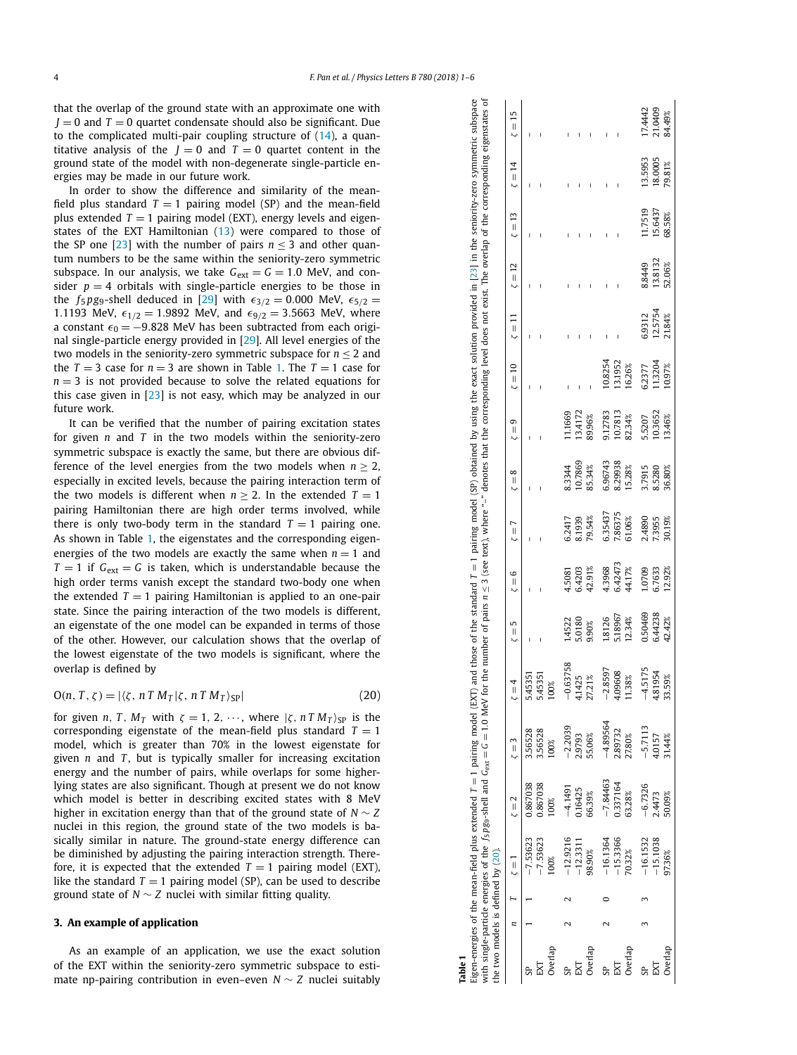that the overlap of the ground state with an approximate one with $J = 0$ and $T = 0$ quartet condensate should also be significant. Due to the complicated multi-pair coupling structure of (14), a quantitative analysis of the $J = 0$ and $T = 0$ quartet content in the ground state of the model with non-degenerate single-particle energies may be made in our future work.

In order to show the difference and similarity of the mean-field plus standard $T = 1$ pairing model (SP) and the mean-field plus extended $T = 1$ pairing model (EXT), energy levels and eigenstates of the EXT Hamiltonian (13) were compared to those of the SP one [23] with the number of pairs $n \leq 3$ and other quantum numbers to be the same within the seniority-zero symmetric subspace. In our analysis, we take $G_{\rm ext} = G = 1.0$ MeV, and consider $p = 4$ orbitals with single-particle energies to be those in the $f_5pg_9$-shell deduced in [29] with $\epsilon_{3/2} = 0.000$ MeV, $\epsilon_{5/2} = 1.1193$ MeV, $\epsilon_{1/2} = 1.9892$ MeV, and $\epsilon_{9/2} = 3.5663$ MeV, where a constant $\epsilon_0 = -9.828$ MeV has been subtracted from each original single-particle energy provided in [29]. All level energies of the two models in the seniority-zero symmetric subspace for $n \leq 2$ and the $T = 3$ case for $n = 3$ are shown in Table 1. The $T = 1$ case for $n = 3$ is not provided because to solve the related equations for this case given in [23] is not easy, which may be analyzed in our future work.

It can be verified that the number of pairing excitation states for given $n$ and $T$ in the two models within the seniority-zero symmetric subspace is exactly the same, but there are obvious difference of the level energies from the two models when $n \geq 2$, especially in excited levels, because the pairing interaction term of the two models is different when $n \geq 2$. In the extended $T = 1$ pairing Hamiltonian there are high order terms involved, while there is only two-body term in the standard $T = 1$ pairing one. As shown in Table 1, the eigenstates and the corresponding eigenenergies of the two models are exactly the same when $n = 1$ and $T = 1$ if $G_{\rm ext} = G$ is taken, which is understandable because the high order terms vanish except the standard two-body one when the extended $T = 1$ pairing Hamiltonian is applied to an one-pair state. Since the pairing interaction of the two models is different, an eigenstate of the one model can be expanded in terms of those of the other. However, our calculation shows that the overlap of the lowest eigenstate of the two models is significant, where the overlap is defined by

$$\mathrm{O}(n, T, \zeta) = |\langle \zeta, n\,T\,M_T | \zeta, n\,T\,M_T \rangle_{\rm SP}| \tag{20}$$

for given $n$, $T$, $M_T$ with $\zeta = 1, 2, \cdots$, where $|\zeta, n\,T\,M_T\rangle_{\rm SP}$ is the corresponding eigenstate of the mean-field plus standard $T = 1$ model, which is greater than 70% in the lowest eigenstate for given $n$ and $T$, but is typically smaller for increasing excitation energy and the number of pairs, while overlaps for some higher-lying states are also significant. Though at present we do not know which model is better in describing excited states with 8 MeV higher in excitation energy than that of the ground state of $N \sim Z$ nuclei in this region, the ground state of the two models is basically similar in nature. The ground-state energy difference can be diminished by adjusting the pairing interaction strength. Therefore, it is expected that the extended $T = 1$ pairing model (EXT), like the standard $T = 1$ pairing model (SP), can be used to describe ground state of $N \sim Z$ nuclei with similar fitting quality.

## 3. An example of application

As an example of an application, we use the exact solution of the EXT within the seniority-zero symmetric subspace to estimate np-pairing contribution in even–even $N \sim Z$ nuclei suitably

**Table 1**
Eigen-energies of the mean-field plus extended $T = 1$ pairing model (EXT) and those of the standard $T = 1$ pairing model (SP) obtained by using the exact solution provided in [23] in the seniority-zero symmetric subspace with single-particle energies of the $f_5pg_9$-shell and $G_{\rm ext} = G = 1.0$ MeV for the number of pairs $n \leq 3$ (see text), where "–" denotes that the corresponding level does not exist. The overlap of the corresponding eigenstates of the two models is defined by (20).

| | $n$ | $T$ | $\zeta=1$ | $\zeta=2$ | $\zeta=3$ | $\zeta=4$ | $\zeta=5$ | $\zeta=6$ | $\zeta=7$ | $\zeta=8$ | $\zeta=9$ | $\zeta=10$ | $\zeta=11$ | $\zeta=12$ | $\zeta=13$ | $\zeta=14$ | $\zeta=15$ |
|---|---|---|---|---|---|---|---|---|---|---|---|---|---|---|---|---|---|
| SP | 1 | 1 | −7.53623 | 0.867038 | 3.56528 | 5.45351 | – | – | – | – | – | – | – | – | – | – | – |
| EXT | | | −7.53623 | 0.867038 | 3.56528 | 5.45351 | – | – | – | – | – | – | – | – | – | – | – |
| Overlap | | | 100% | 100% | 100% | 100% | | | | | | | | | | | |
| SP | 2 | 2 | −12.9216 | −4.1491 | −2.2039 | −0.63758 | 1.4522 | 4.5081 | 6.2417 | 8.3344 | 11.1669 | – | – | – | – | – | – |
| EXT | | | −12.3311 | 0.16425 | 2.9793 | 4.1425 | 5.0180 | 6.4203 | 8.1939 | 10.7869 | 13.4172 | – | – | – | – | – | – |
| Overlap | | | 98.90% | 66.39% | 55.06% | 27.21% | 9.90% | 42.91% | 79.54% | 85.34% | 89.96% | – | – | – | – | – | – |
| SP | 2 | 0 | −16.1364 | −7.84463 | −4.89564 | −2.8597 | 1.8126 | 4.3968 | 6.35437 | 6.96743 | 9.12783 | 10.8254 | – | – | – | – | – |
| EXT | | | −15.3366 | 0.337164 | 2.89732 | 4.09608 | 5.18967 | 6.42473 | 7.86375 | 8.29938 | 10.7813 | 13.1952 | – | – | – | – | – |
| Overlap | | | 70.32% | 63.28% | 27.80% | 11.38% | 12.34% | 44.17% | 61.06% | 15.28% | 82.34% | 16.26% | | | | | |
| SP | 3 | 3 | −16.1532 | −6.7326 | −5.7113 | −4.5175 | 0.50469 | 1.0709 | 2.4890 | 3.7915 | 5.5207 | 6.2377 | 6.9312 | 8.8449 | 11.7519 | 13.5953 | 17.4442 |
| EXT | | | −15.1038 | 2.4473 | 4.0157 | 4.81954 | 6.44238 | 6.7633 | 7.3955 | 8.5280 | 10.3652 | 11.3204 | 12.5754 | 13.8132 | 15.6437 | 18.0005 | 21.0409 |
| Overlap | | | 97.36% | 50.09% | 31.44% | 33.59% | 42.42% | 12.92% | 30.19% | 36.80% | 13.46% | 10.97% | 21.84% | 52.06% | 68.58% | 79.81% | 84.49% |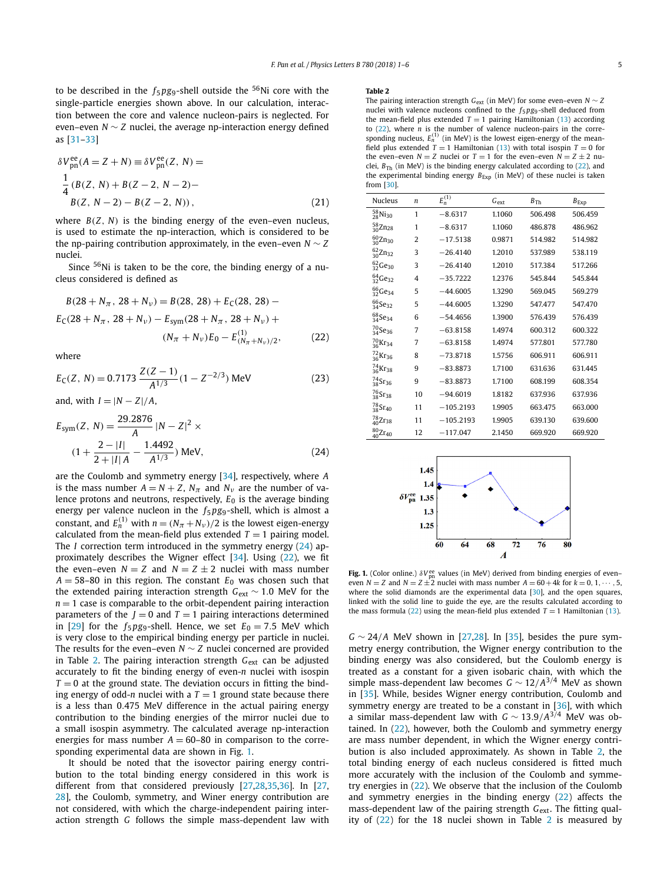to be described in the $f_5pg_9$-shell outside the $^{56}$Ni core with the single-particle energies shown above. In our calculation, interaction between the core and valence nucleon-pairs is neglected. For even–even $N \sim Z$ nuclei, the average np-interaction energy defined as [31–33]

$$\delta V_{\rm pn}^{\rm ee}(A = Z + N) \equiv \delta V_{\rm pn}^{\rm ee}(Z, N) = \frac{1}{4}(B(Z, N) + B(Z-2, N-2) - B(Z, N-2) - B(Z-2, N)), \tag{21}$$

where $B(Z, N)$ is the binding energy of the even–even nucleus, is used to estimate the np-interaction, which is considered to be the np-pairing contribution approximately, in the even–even $N \sim Z$ nuclei.

Since $^{56}$Ni is taken to be the core, the binding energy of a nucleus considered is defined as

$$B(28 + N_\pi, 28 + N_\nu) = B(28, 28) + E_{\rm C}(28, 28) - E_{\rm C}(28 + N_\pi, 28 + N_\nu) - E_{\rm sym}(28 + N_\pi, 28 + N_\nu) + (N_\pi + N_\nu)E_0 - E^{(1)}_{(N_\pi+N_\nu)/2}, \tag{22}$$

where

$$E_{\rm C}(Z, N) = 0.7173\,\frac{Z(Z-1)}{A^{1/3}}(1 - Z^{-2/3})\ \text{MeV} \tag{23}$$

and, with $I = |N - Z|/A$,

$$E_{\rm sym}(Z, N) = \frac{29.2876}{A}|N - Z|^2 \times \left(1 + \frac{2 - |I|}{2 + |I|\,A} - \frac{1.4492}{A^{1/3}}\right)\ \text{MeV}, \tag{24}$$

are the Coulomb and symmetry energy [34], respectively, where $A$ is the mass number $A = N + Z$, $N_\pi$ and $N_\nu$ are the number of valence protons and neutrons, respectively, $E_0$ is the average binding energy per valence nucleon in the $f_5pg_9$-shell, which is almost a constant, and $E^{(1)}_n$ with $n = (N_\pi + N_\nu)/2$ is the lowest eigen-energy calculated from the mean-field plus extended $T = 1$ pairing model. The $I$ correction term introduced in the symmetry energy (24) approximately describes the Wigner effect [34]. Using (22), we fit the even–even $N = Z$ and $N = Z \pm 2$ nuclei with mass number $A = 58$–80 in this region. The constant $E_0$ was chosen such that the extended pairing interaction strength $G_{\rm ext} \sim 1.0$ MeV for the $n = 1$ case is comparable to the orbit-dependent pairing interaction parameters of the $J = 0$ and $T = 1$ pairing interactions determined in [29] for the $f_5pg_9$-shell. Hence, we set $E_0 = 7.5$ MeV which is very close to the empirical binding energy per particle in nuclei. The results for the even–even $N \sim Z$ nuclei concerned are provided in Table 2. The pairing interaction strength $G_{\rm ext}$ can be adjusted accurately to fit the binding energy of even-$n$ nuclei with isospin $T = 0$ at the ground state. The deviation occurs in fitting the binding energy of odd-$n$ nuclei with a $T = 1$ ground state because there is a less than 0.475 MeV difference in the actual pairing energy contribution to the binding energies of the mirror nuclei due to a small isospin asymmetry. The calculated average np-interaction energies for mass number $A = 60$–80 in comparison to the corresponding experimental data are shown in Fig. 1.

It should be noted that the isovector pairing energy contribution to the total binding energy considered in this work is different from that considered previously [27,28,35,36]. In [27,28], the Coulomb, symmetry, and Winer energy contribution are not considered, with which the charge-independent pairing interaction strength $G$ follows the simple mass-dependent law with $G \sim 24/A$ MeV shown in [27,28]. In [35], besides the pure symmetry energy contribution, the Wigner energy contribution to the binding energy was also considered, but the Coulomb energy is treated as a constant for a given isobaric chain, with which the simple mass-dependent law becomes $G \sim 12/A^{3/4}$ MeV as shown in [35]. While, besides Wigner energy contribution, Coulomb and symmetry energy are treated to be a constant in [36], with which a similar mass-dependent law with $G \sim 13.9/A^{3/4}$ MeV was obtained. In (22), however, both the Coulomb and symmetry energy are mass number dependent, in which the Wigner energy contribution is also included approximately. As shown in Table 2, the total binding energy of each nucleus considered is fitted much more accurately with the inclusion of the Coulomb and symmetry energies in (22). We observe that the inclusion of the Coulomb and symmetry energies in the binding energy (22) affects the mass-dependent law of the pairing strength $G_{\rm ext}$. The fitting quality of (22) for the 18 nuclei shown in Table 2 is measured by

**Table 2**

The pairing interaction strength $G_{\rm ext}$ (in MeV) for some even–even $N \sim Z$ nuclei with valence nucleons confined to the $f_5pg_9$-shell deduced from the mean-field plus extended $T = 1$ pairing Hamiltonian (13) according to (22), where $n$ is the number of valence nucleon-pairs in the corresponding nucleus, $E^{(1)}_n$ (in MeV) is the lowest eigen-energy of the mean-field plus extended $T = 1$ Hamiltonian (13) with total isospin $T = 0$ for the even–even $N = Z$ nuclei or $T = 1$ for the even–even $N = Z \pm 2$ nuclei, $B_{\rm Th}$ (in MeV) is the binding energy calculated according to (22), and the experimental binding energy $B_{\rm Exp}$ (in MeV) of these nuclei is taken from [30].

| Nucleus | $n$ | $E^{(1)}_n$ | $G_{\rm ext}$ | $B_{\rm Th}$ | $B_{\rm Exp}$ |
|---|---|---|---|---|---|
| $^{58}_{28}$Ni$_{30}$ | 1 | −8.6317 | 1.1060 | 506.498 | 506.459 |
| $^{58}_{30}$Zn$_{28}$ | 1 | −8.6317 | 1.1060 | 486.878 | 486.962 |
| $^{60}_{30}$Zn$_{30}$ | 2 | −17.5138 | 0.9871 | 514.982 | 514.982 |
| $^{62}_{30}$Zn$_{32}$ | 3 | −26.4140 | 1.2010 | 537.989 | 538.119 |
| $^{62}_{32}$Ge$_{30}$ | 3 | −26.4140 | 1.2010 | 517.384 | 517.266 |
| $^{64}_{32}$Ge$_{32}$ | 4 | −35.7222 | 1.2376 | 545.844 | 545.844 |
| $^{66}_{32}$Ge$_{34}$ | 5 | −44.6005 | 1.3290 | 569.045 | 569.279 |
| $^{66}_{34}$Se$_{32}$ | 5 | −44.6005 | 1.3290 | 547.477 | 547.470 |
| $^{68}_{34}$Se$_{34}$ | 6 | −54.4656 | 1.3900 | 576.439 | 576.439 |
| $^{70}_{34}$Se$_{36}$ | 7 | −63.8158 | 1.4974 | 600.312 | 600.322 |
| $^{70}_{36}$Kr$_{34}$ | 7 | −63.8158 | 1.4974 | 577.801 | 577.780 |
| $^{72}_{36}$Kr$_{36}$ | 8 | −73.8718 | 1.5756 | 606.911 | 606.911 |
| $^{74}_{36}$Kr$_{38}$ | 9 | −83.8873 | 1.7100 | 631.636 | 631.445 |
| $^{74}_{38}$Sr$_{36}$ | 9 | −83.8873 | 1.7100 | 608.199 | 608.354 |
| $^{76}_{38}$Sr$_{38}$ | 10 | −94.6019 | 1.8182 | 637.936 | 637.936 |
| $^{78}_{38}$Sr$_{40}$ | 11 | −105.2193 | 1.9905 | 663.475 | 663.000 |
| $^{78}_{40}$Zr$_{38}$ | 11 | −105.2193 | 1.9905 | 639.130 | 639.600 |
| $^{80}_{40}$Zr$_{40}$ | 12 | −117.047 | 2.1450 | 669.920 | 669.920 |

**Fig. 1.** (Color online.) $\delta V_{\rm pn}^{\rm ee}$ values (in MeV) derived from binding energies of even–even $N = Z$ and $N = Z \pm 2$ nuclei with mass number $A = 60 + 4k$ for $k = 0, 1, \cdots, 5$, where the solid diamonds are the experimental data [30], and the open squares, linked with the solid line to guide the eye, are the results calculated according to the mass formula (22) using the mean-field plus extended $T = 1$ Hamiltonian (13).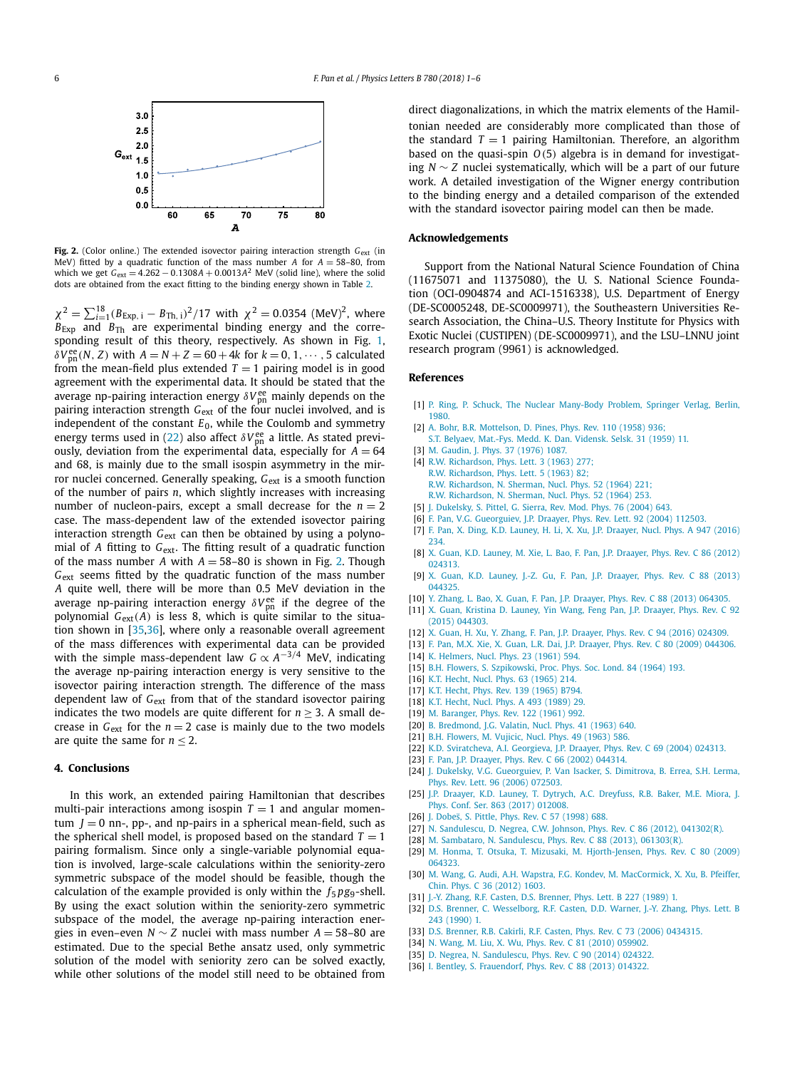3.0
2.5
2.0
$G_{ext}$ 1.5
1.0
0.5
0.0
60 65 70 75 80
$A$

**Fig. 2.** (Color online.) The extended isovector pairing interaction strength $G_{ext}$ (in MeV) fitted by a quadratic function of the mass number $A$ for $A = 58$–80, from which we get $G_{ext} = 4.262 - 0.1308A + 0.0013A^2$ MeV (solid line), where the solid dots are obtained from the exact fitting to the binding energy shown in Table 2.

$\chi^2 = \sum_{i=1}^{18}(B_{\text{Exp, i}} - B_{\text{Th, i}})^2/17$ with $\chi^2 = 0.0354$ (MeV)$^2$, where $B_{\text{Exp}}$ and $B_{\text{Th}}$ are experimental binding energy and the corresponding result of this theory, respectively. As shown in Fig. 1, $\delta V^{\text{ee}}_{\text{pn}}(N, Z)$ with $A = N + Z = 60 + 4k$ for $k = 0, 1, \cdots, 5$ calculated from the mean-field plus extended $T = 1$ pairing model is in good agreement with the experimental data. It should be stated that the average np-pairing interaction energy $\delta V^{\text{ee}}_{\text{pn}}$ mainly depends on the pairing interaction strength $G_{ext}$ of the four nuclei involved, and is independent of the constant $E_0$, while the Coulomb and symmetry energy terms used in (22) also affect $\delta V^{\text{ee}}_{\text{pn}}$ a little. As stated previously, deviation from the experimental data, especially for $A = 64$ and 68, is mainly due to the small isospin asymmetry in the mirror nuclei concerned. Generally speaking, $G_{ext}$ is a smooth function of the number of pairs $n$, which slightly increases with increasing number of nucleon-pairs, except a small decrease for the $n = 2$ case. The mass-dependent law of the extended isovector pairing interaction strength $G_{ext}$ can then be obtained by using a polynomial of $A$ fitting to $G_{ext}$. The fitting result of a quadratic function of the mass number $A$ with $A = 58$–80 is shown in Fig. 2. Though $G_{ext}$ seems fitted by the quadratic function of the mass number $A$ quite well, there will be more than 0.5 MeV deviation in the average np-pairing interaction energy $\delta V^{\text{ee}}_{\text{pn}}$ if the degree of the polynomial $G_{ext}(A)$ is less 8, which is quite similar to the situation shown in [35,36], where only a reasonable overall agreement of the mass differences with experimental data can be provided with the simple mass-dependent law $G \propto A^{-3/4}$ MeV, indicating the average np-pairing interaction energy is very sensitive to the isovector pairing interaction strength. The difference of the mass dependent law of $G_{ext}$ from that of the standard isovector pairing indicates the two models are quite different for $n \geq 3$. A small decrease in $G_{ext}$ for the $n = 2$ case is mainly due to the two models are quite the same for $n \leq 2$.

## 4. Conclusions

In this work, an extended pairing Hamiltonian that describes multi-pair interactions among isospin $T = 1$ and angular momentum $J = 0$ nn-, pp-, and np-pairs in a spherical mean-field, such as the spherical shell model, is proposed based on the standard $T = 1$ pairing formalism. Since only a single-variable polynomial equation is involved, large-scale calculations within the seniority-zero symmetric subspace of the model should be feasible, though the calculation of the example provided is only within the $f_5 pg_9$-shell. By using the exact solution within the seniority-zero symmetric subspace of the model, the average np-pairing interaction energies in even–even $N \sim Z$ nuclei with mass number $A = 58$–80 are estimated. Due to the special Bethe ansatz used, only symmetric solution of the model with seniority zero can be solved exactly, while other solutions of the model still need to be obtained from direct diagonalizations, in which the matrix elements of the Hamiltonian needed are considerably more complicated than those of the standard $T = 1$ pairing Hamiltonian. Therefore, an algorithm based on the quasi-spin $O(5)$ algebra is in demand for investigating $N \sim Z$ nuclei systematically, which will be a part of our future work. A detailed investigation of the Wigner energy contribution to the binding energy and a detailed comparison of the extended with the standard isovector pairing model can then be made.

## Acknowledgements

Support from the National Natural Science Foundation of China (11675071 and 11375080), the U. S. National Science Foundation (OCI-0904874 and ACI-1516338), U.S. Department of Energy (DE-SC0005248, DE-SC0009971), the Southeastern Universities Research Association, the China–U.S. Theory Institute for Physics with Exotic Nuclei (CUSTIPEN) (DE-SC0009971), and the LSU–LNNU joint research program (9961) is acknowledged.

## References

[1] P. Ring, P. Schuck, The Nuclear Many-Body Problem, Springer Verlag, Berlin, 1980.
[2] A. Bohr, B.R. Mottelson, D. Pines, Phys. Rev. 110 (1958) 936;
S.T. Belyaev, Mat.-Fys. Medd. K. Dan. Vidensk. Selsk. 31 (1959) 11.
[3] M. Gaudin, J. Phys. 37 (1976) 1087.
[4] R.W. Richardson, Phys. Lett. 3 (1963) 277;
R.W. Richardson, Phys. Lett. 5 (1963) 82;
R.W. Richardson, N. Sherman, Nucl. Phys. 52 (1964) 221;
R.W. Richardson, N. Sherman, Nucl. Phys. 52 (1964) 253.
[5] J. Dukelsky, S. Pittel, G. Sierra, Rev. Mod. Phys. 76 (2004) 643.
[6] F. Pan, V.G. Gueorguiev, J.P. Draayer, Phys. Rev. Lett. 92 (2004) 112503.
[7] F. Pan, X. Ding, K.D. Launey, H. Li, X. Xu, J.P. Draayer, Nucl. Phys. A 947 (2016) 234.
[8] X. Guan, K.D. Launey, M. Xie, L. Bao, F. Pan, J.P. Draayer, Phys. Rev. C 86 (2012) 024313.
[9] X. Guan, K.D. Launey, J.-Z. Gu, F. Pan, J.P. Draayer, Phys. Rev. C 88 (2013) 044325.
[10] Y. Zhang, L. Bao, X. Guan, F. Pan, J.P. Draayer, Phys. Rev. C 88 (2013) 064305.
[11] X. Guan, Kristina D. Launey, Yin Wang, Feng Pan, J.P. Draayer, Phys. Rev. C 92 (2015) 044303.
[12] X. Guan, H. Xu, Y. Zhang, F. Pan, J.P. Draayer, Phys. Rev. C 94 (2016) 024309.
[13] F. Pan, M.X. Xie, X. Guan, L.R. Dai, J.P. Draayer, Phys. Rev. C 80 (2009) 044306.
[14] K. Helmers, Nucl. Phys. 23 (1961) 594.
[15] B.H. Flowers, S. Szpikowski, Proc. Phys. Soc. Lond. 84 (1964) 193.
[16] K.T. Hecht, Nucl. Phys. 63 (1965) 214.
[17] K.T. Hecht, Phys. Rev. 139 (1965) B794.
[18] K.T. Hecht, Nucl. Phys. A 493 (1989) 29.
[19] M. Baranger, Phys. Rev. 122 (1961) 992.
[20] B. Bredmond, J.G. Valatin, Nucl. Phys. 41 (1963) 640.
[21] B.H. Flowers, M. Vujicic, Nucl. Phys. 49 (1963) 586.
[22] K.D. Sviratcheva, A.I. Georgieva, J.P. Draayer, Phys. Rev. C 69 (2004) 024313.
[23] F. Pan, J.P. Draayer, Phys. Rev. C 66 (2002) 044314.
[24] J. Dukelsky, V.G. Gueorguiev, P. Van Isacker, S. Dimitrova, B. Errea, S.H. Lerma, Phys. Rev. Lett. 96 (2006) 072503.
[25] J.P. Draayer, K.D. Launey, T. Dytrych, A.C. Dreyfuss, R.B. Baker, M.E. Miora, J. Phys. Conf. Ser. 863 (2017) 012008.
[26] J. Dobeš, S. Pittle, Phys. Rev. C 57 (1998) 688.
[27] N. Sandulescu, D. Negrea, C.W. Johnson, Phys. Rev. C 86 (2012), 041302(R).
[28] M. Sambataro, N. Sandulescu, Phys. Rev. C 88 (2013), 061303(R).
[29] M. Honma, T. Otsuka, T. Mizusaki, M. Hjorth-Jensen, Phys. Rev. C 80 (2009) 064323.
[30] M. Wang, G. Audi, A.H. Wapstra, F.G. Kondev, M. MacCormick, X. Xu, B. Pfeiffer, Chin. Phys. C 36 (2012) 1603.
[31] J.-Y. Zhang, R.F. Casten, D.S. Brenner, Phys. Lett. B 227 (1989) 1.
[32] D.S. Brenner, C. Wesselborg, R.F. Casten, D.D. Warner, J.-Y. Zhang, Phys. Lett. B 243 (1990) 1.
[33] D.S. Brenner, R.B. Cakirli, R.F. Casten, Phys. Rev. C 73 (2006) 0434315.
[34] N. Wang, M. Liu, X. Wu, Phys. Rev. C 81 (2010) 059902.
[35] D. Negrea, N. Sandulescu, Phys. Rev. C 90 (2014) 024322.
[36] I. Bentley, S. Frauendorf, Phys. Rev. C 88 (2013) 014322.